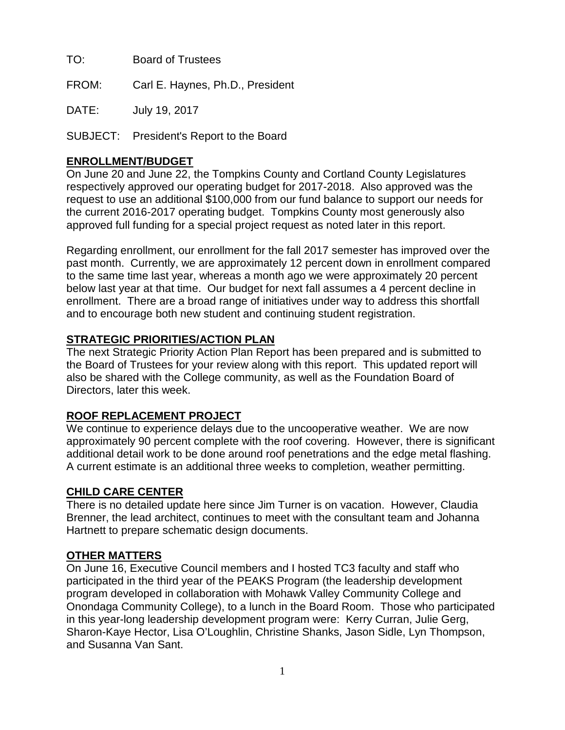TO: Board of Trustees

FROM: Carl E. Haynes, Ph.D., President

DATE: July 19, 2017

SUBJECT: President's Report to the Board

## ENROLLMENT/BUDGET

On June 20 and June 22, the Tompkins County and Cortland County Legislatures respectively approved our operating budget for 2017-2018. Also approved was the request to use an additional $100,000 from our fund balance to support our needs for the current 2016-2017 operating budget. Tompkins County most generously also approved full funding for a special project request as noted later in this report.

Regarding enrollment, our enrollment for the fall 2017 semester has improved over the past month. Currently, we are approximately 12 percent down in enrollment compared to the same time last year, whereas a month ago we were approximately 20 percent below last year at that time. Our budget for next fall assumes a 4 percent decline in enrollment. There are a broad range of initiatives under way to address this shortfall and to encourage both new student and continuing student registration.

## STRATEGIC PRIORITIES/ACTION PLAN

The next Strategic Priority Action Plan Report has been prepared and is submitted to the Board of Trustees for your review along with this report. This updated report will also be shared with the College community, as well as the Foundation Board of Directors, later this week.

## ROOF REPLACEMENT PROJECT

We continue to experience delays due to the uncooperative weather. We are now approximately 90 percent complete with the roof covering. However, there is significant additional detail work to be done around roof penetrations and the edge metal flashing. A current estimate is an additional three weeks to completion, weather permitting.

## CHILD CARE CENTER

There is no detailed update here since Jim Turner is on vacation. However, Claudia Brenner, the lead architect, continues to meet with the consultant team and Johanna Hartnett to prepare schematic design documents.

## OTHER MATTERS

On June 16, Executive Council members and I hosted TC3 faculty and staff who participated in the third year of the PEAKS Program (the leadership development program developed in collaboration with Mohawk Valley Community College and Onondaga Community College), to a lunch in the Board Room. Those who participated in this year-long leadership development program were: Kerry Curran, Julie Gerg, Sharon-Kaye Hector, Lisa O'Loughlin, Christine Shanks, Jason Sidle, Lyn Thompson, and Susanna Van Sant.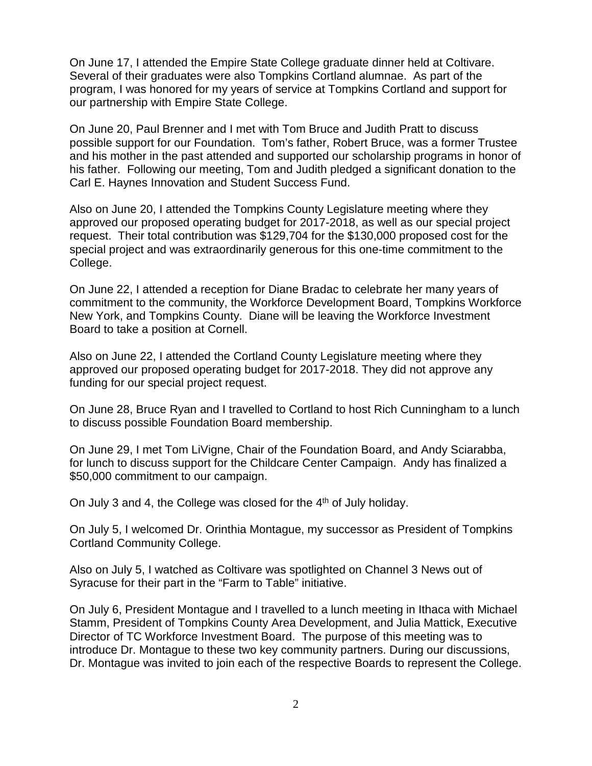On June 17, I attended the Empire State College graduate dinner held at Coltivare. Several of their graduates were also Tompkins Cortland alumnae. As part of the program, I was honored for my years of service at Tompkins Cortland and support for our partnership with Empire State College.

On June 20, Paul Brenner and I met with Tom Bruce and Judith Pratt to discuss possible support for our Foundation. Tom's father, Robert Bruce, was a former Trustee and his mother in the past attended and supported our scholarship programs in honor of his father. Following our meeting, Tom and Judith pledged a significant donation to the Carl E. Haynes Innovation and Student Success Fund.

Also on June 20, I attended the Tompkins County Legislature meeting where they approved our proposed operating budget for 2017-2018, as well as our special project request. Their total contribution was $129,704 for the $130,000 proposed cost for the special project and was extraordinarily generous for this one-time commitment to the College.

On June 22, I attended a reception for Diane Bradac to celebrate her many years of commitment to the community, the Workforce Development Board, Tompkins Workforce New York, and Tompkins County. Diane will be leaving the Workforce Investment Board to take a position at Cornell.

Also on June 22, I attended the Cortland County Legislature meeting where they approved our proposed operating budget for 2017-2018. They did not approve any funding for our special project request.

On June 28, Bruce Ryan and I travelled to Cortland to host Rich Cunningham to a lunch to discuss possible Foundation Board membership.

On June 29, I met Tom LiVigne, Chair of the Foundation Board, and Andy Sciarabba, for lunch to discuss support for the Childcare Center Campaign. Andy has finalized a $50,000 commitment to our campaign.

On July 3 and 4, the College was closed for the 4th of July holiday.

On July 5, I welcomed Dr. Orinthia Montague, my successor as President of Tompkins Cortland Community College.

Also on July 5, I watched as Coltivare was spotlighted on Channel 3 News out of Syracuse for their part in the "Farm to Table" initiative.

On July 6, President Montague and I travelled to a lunch meeting in Ithaca with Michael Stamm, President of Tompkins County Area Development, and Julia Mattick, Executive Director of TC Workforce Investment Board. The purpose of this meeting was to introduce Dr. Montague to these two key community partners. During our discussions, Dr. Montague was invited to join each of the respective Boards to represent the College.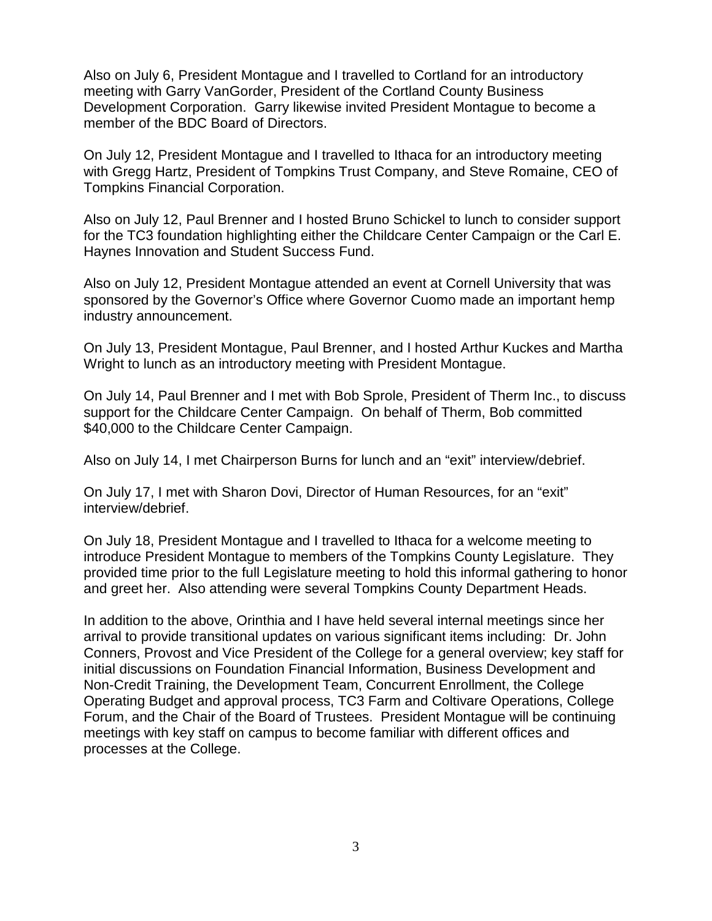Also on July 6, President Montague and I travelled to Cortland for an introductory meeting with Garry VanGorder, President of the Cortland County Business Development Corporation. Garry likewise invited President Montague to become a member of the BDC Board of Directors.

On July 12, President Montague and I travelled to Ithaca for an introductory meeting with Gregg Hartz, President of Tompkins Trust Company, and Steve Romaine, CEO of Tompkins Financial Corporation.

Also on July 12, Paul Brenner and I hosted Bruno Schickel to lunch to consider support for the TC3 foundation highlighting either the Childcare Center Campaign or the Carl E. Haynes Innovation and Student Success Fund.

Also on July 12, President Montague attended an event at Cornell University that was sponsored by the Governor's Office where Governor Cuomo made an important hemp industry announcement.

On July 13, President Montague, Paul Brenner, and I hosted Arthur Kuckes and Martha Wright to lunch as an introductory meeting with President Montague.

On July 14, Paul Brenner and I met with Bob Sprole, President of Therm Inc., to discuss support for the Childcare Center Campaign. On behalf of Therm, Bob committed $40,000 to the Childcare Center Campaign.

Also on July 14, I met Chairperson Burns for lunch and an "exit" interview/debrief.

On July 17, I met with Sharon Dovi, Director of Human Resources, for an "exit" interview/debrief.

On July 18, President Montague and I travelled to Ithaca for a welcome meeting to introduce President Montague to members of the Tompkins County Legislature. They provided time prior to the full Legislature meeting to hold this informal gathering to honor and greet her. Also attending were several Tompkins County Department Heads.

In addition to the above, Orinthia and I have held several internal meetings since her arrival to provide transitional updates on various significant items including: Dr. John Conners, Provost and Vice President of the College for a general overview; key staff for initial discussions on Foundation Financial Information, Business Development and Non-Credit Training, the Development Team, Concurrent Enrollment, the College Operating Budget and approval process, TC3 Farm and Coltivare Operations, College Forum, and the Chair of the Board of Trustees. President Montague will be continuing meetings with key staff on campus to become familiar with different offices and processes at the College.